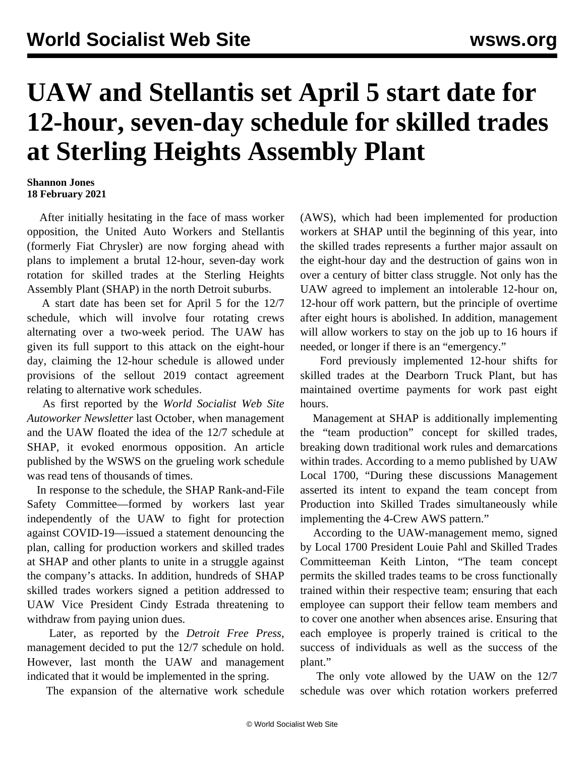# UAW and Stellantis set April 5 start date for 12-hour, seven-day schedule for skilled trades at Sterling Heights Assembly Plant

**Shannon Jones**
**18 February 2021**

After initially hesitating in the face of mass worker opposition, the United Auto Workers and Stellantis (formerly Fiat Chrysler) are now forging ahead with plans to implement a brutal 12-hour, seven-day work rotation for skilled trades at the Sterling Heights Assembly Plant (SHAP) in the north Detroit suburbs.

A start date has been set for April 5 for the 12/7 schedule, which will involve four rotating crews alternating over a two-week period. The UAW has given its full support to this attack on the eight-hour day, claiming the 12-hour schedule is allowed under provisions of the sellout 2019 contact agreement relating to alternative work schedules.

As first reported by the *World Socialist Web Site Autoworker Newsletter* last October, when management and the UAW floated the idea of the 12/7 schedule at SHAP, it evoked enormous opposition. An article published by the WSWS on the grueling work schedule was read tens of thousands of times.

In response to the schedule, the SHAP Rank-and-File Safety Committee—formed by workers last year independently of the UAW to fight for protection against COVID-19—issued a statement denouncing the plan, calling for production workers and skilled trades at SHAP and other plants to unite in a struggle against the company's attacks. In addition, hundreds of SHAP skilled trades workers signed a petition addressed to UAW Vice President Cindy Estrada threatening to withdraw from paying union dues.

Later, as reported by the *Detroit Free Press*, management decided to put the 12/7 schedule on hold. However, last month the UAW and management indicated that it would be implemented in the spring.

The expansion of the alternative work schedule (AWS), which had been implemented for production workers at SHAP until the beginning of this year, into the skilled trades represents a further major assault on the eight-hour day and the destruction of gains won in over a century of bitter class struggle. Not only has the UAW agreed to implement an intolerable 12-hour on, 12-hour off work pattern, but the principle of overtime after eight hours is abolished. In addition, management will allow workers to stay on the job up to 16 hours if needed, or longer if there is an "emergency."

Ford previously implemented 12-hour shifts for skilled trades at the Dearborn Truck Plant, but has maintained overtime payments for work past eight hours.

Management at SHAP is additionally implementing the "team production" concept for skilled trades, breaking down traditional work rules and demarcations within trades. According to a memo published by UAW Local 1700, "During these discussions Management asserted its intent to expand the team concept from Production into Skilled Trades simultaneously while implementing the 4-Crew AWS pattern."

According to the UAW-management memo, signed by Local 1700 President Louie Pahl and Skilled Trades Committeeman Keith Linton, "The team concept permits the skilled trades teams to be cross functionally trained within their respective team; ensuring that each employee can support their fellow team members and to cover one another when absences arise. Ensuring that each employee is properly trained is critical to the success of individuals as well as the success of the plant."

The only vote allowed by the UAW on the 12/7 schedule was over which rotation workers preferred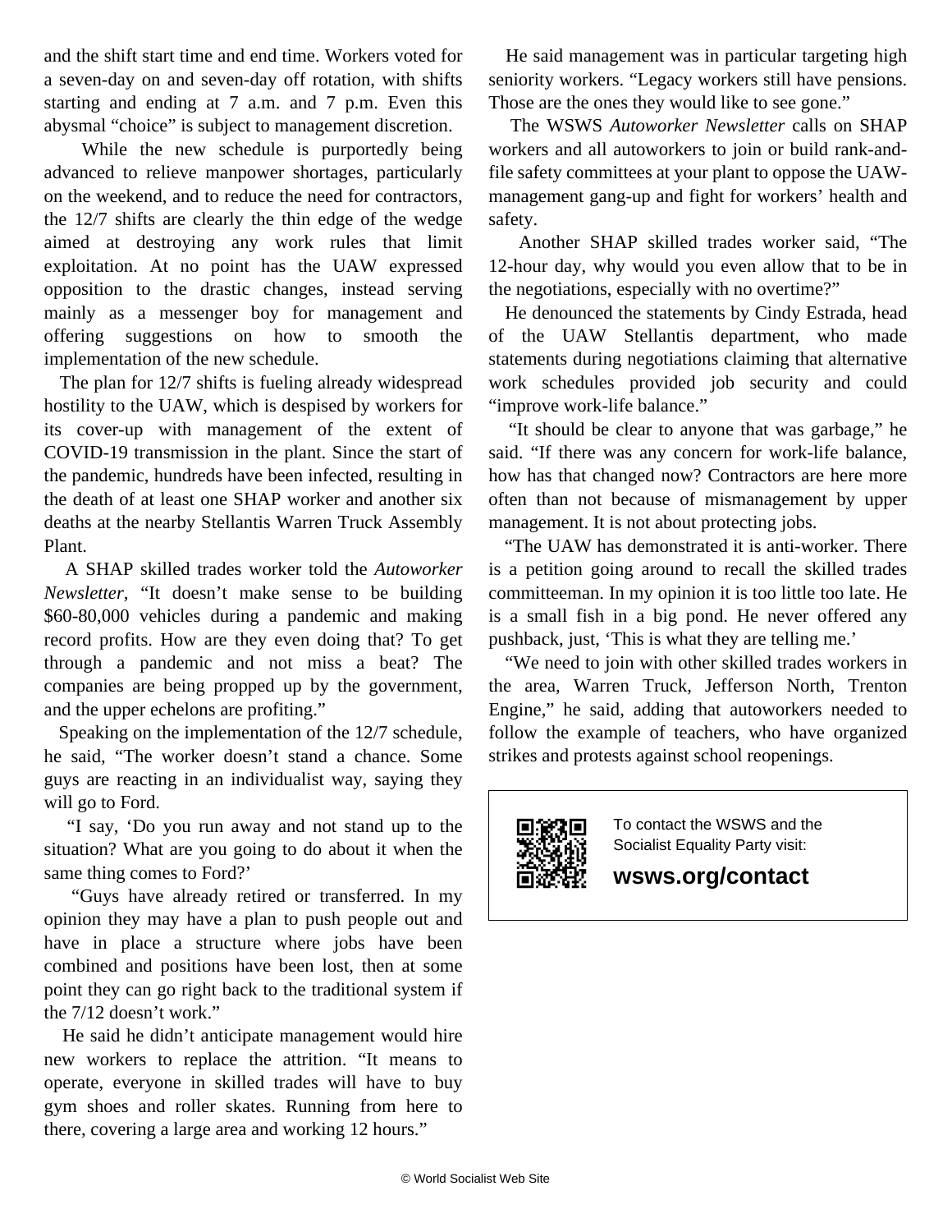and the shift start time and end time. Workers voted for a seven-day on and seven-day off rotation, with shifts starting and ending at 7 a.m. and 7 p.m. Even this abysmal "choice" is subject to management discretion.

While the new schedule is purportedly being advanced to relieve manpower shortages, particularly on the weekend, and to reduce the need for contractors, the 12/7 shifts are clearly the thin edge of the wedge aimed at destroying any work rules that limit exploitation. At no point has the UAW expressed opposition to the drastic changes, instead serving mainly as a messenger boy for management and offering suggestions on how to smooth the implementation of the new schedule.

The plan for 12/7 shifts is fueling already widespread hostility to the UAW, which is despised by workers for its cover-up with management of the extent of COVID-19 transmission in the plant. Since the start of the pandemic, hundreds have been infected, resulting in the death of at least one SHAP worker and another six deaths at the nearby Stellantis Warren Truck Assembly Plant.

A SHAP skilled trades worker told the *Autoworker Newsletter*, "It doesn't make sense to be building $60-80,000 vehicles during a pandemic and making record profits. How are they even doing that? To get through a pandemic and not miss a beat? The companies are being propped up by the government, and the upper echelons are profiting."

Speaking on the implementation of the 12/7 schedule, he said, "The worker doesn't stand a chance. Some guys are reacting in an individualist way, saying they will go to Ford.

"I say, 'Do you run away and not stand up to the situation? What are you going to do about it when the same thing comes to Ford?'

"Guys have already retired or transferred. In my opinion they may have a plan to push people out and have in place a structure where jobs have been combined and positions have been lost, then at some point they can go right back to the traditional system if the 7/12 doesn't work."

He said he didn't anticipate management would hire new workers to replace the attrition. "It means to operate, everyone in skilled trades will have to buy gym shoes and roller skates. Running from here to there, covering a large area and working 12 hours."

He said management was in particular targeting high seniority workers. "Legacy workers still have pensions. Those are the ones they would like to see gone."

The WSWS *Autoworker Newsletter* calls on SHAP workers and all autoworkers to join or build rank-and-file safety committees at your plant to oppose the UAW-management gang-up and fight for workers' health and safety.

Another SHAP skilled trades worker said, "The 12-hour day, why would you even allow that to be in the negotiations, especially with no overtime?"

He denounced the statements by Cindy Estrada, head of the UAW Stellantis department, who made statements during negotiations claiming that alternative work schedules provided job security and could "improve work-life balance."

"It should be clear to anyone that was garbage," he said. "If there was any concern for work-life balance, how has that changed now? Contractors are here more often than not because of mismanagement by upper management. It is not about protecting jobs.

"The UAW has demonstrated it is anti-worker. There is a petition going around to recall the skilled trades committeeman. In my opinion it is too little too late. He is a small fish in a big pond. He never offered any pushback, just, 'This is what they are telling me.'

"We need to join with other skilled trades workers in the area, Warren Truck, Jefferson North, Trenton Engine," he said, adding that autoworkers needed to follow the example of teachers, who have organized strikes and protests against school reopenings.

To contact the WSWS and the Socialist Equality Party visit:

**wsws.org/contact**